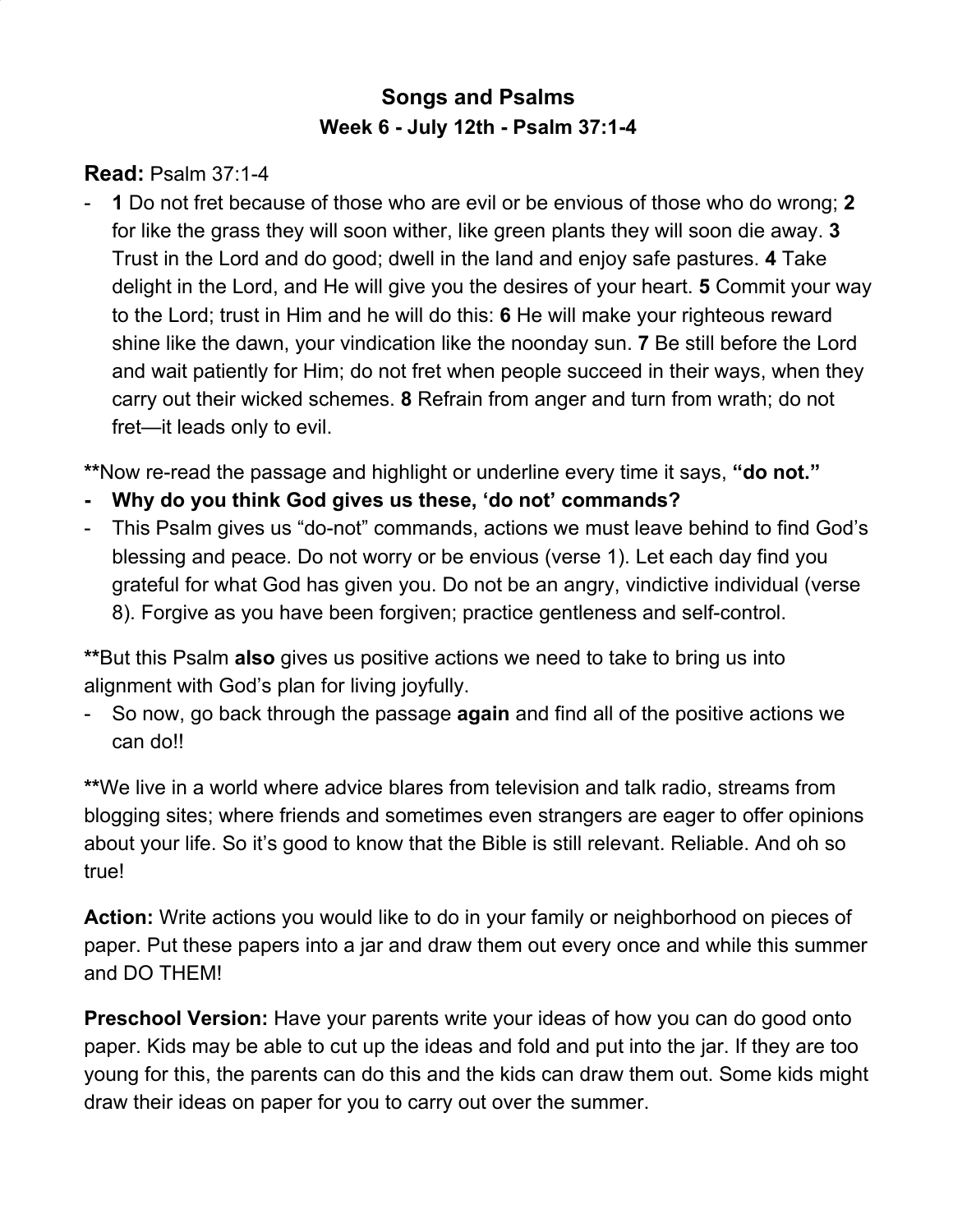# Songs and Psalms

## Week 6 - July 12th - Psalm 37:1-4

**Read:** Psalm 37:1-4

- **1** Do not fret because of those who are evil or be envious of those who do wrong; **2** for like the grass they will soon wither, like green plants they will soon die away. **3** Trust in the Lord and do good; dwell in the land and enjoy safe pastures. **4** Take delight in the Lord, and He will give you the desires of your heart. **5** Commit your way to the Lord; trust in Him and he will do this: **6** He will make your righteous reward shine like the dawn, your vindication like the noonday sun. **7** Be still before the Lord and wait patiently for Him; do not fret when people succeed in their ways, when they carry out their wicked schemes. **8** Refrain from anger and turn from wrath; do not fret—it leads only to evil.

**Now re-read the passage and highlight or underline every time it says, **"do not."**

- **Why do you think God gives us these, 'do not' commands?**
- This Psalm gives us "do-not" commands, actions we must leave behind to find God's blessing and peace. Do not worry or be envious (verse 1). Let each day find you grateful for what God has given you. Do not be an angry, vindictive individual (verse 8). Forgive as you have been forgiven; practice gentleness and self-control.

**But this Psalm **also** gives us positive actions we need to take to bring us into alignment with God's plan for living joyfully.

- So now, go back through the passage **again** and find all of the positive actions we can do!!

**We live in a world where advice blares from television and talk radio, streams from blogging sites; where friends and sometimes even strangers are eager to offer opinions about your life. So it's good to know that the Bible is still relevant. Reliable. And oh so true!

**Action:** Write actions you would like to do in your family or neighborhood on pieces of paper. Put these papers into a jar and draw them out every once and while this summer and DO THEM!

**Preschool Version:** Have your parents write your ideas of how you can do good onto paper. Kids may be able to cut up the ideas and fold and put into the jar. If they are too young for this, the parents can do this and the kids can draw them out. Some kids might draw their ideas on paper for you to carry out over the summer.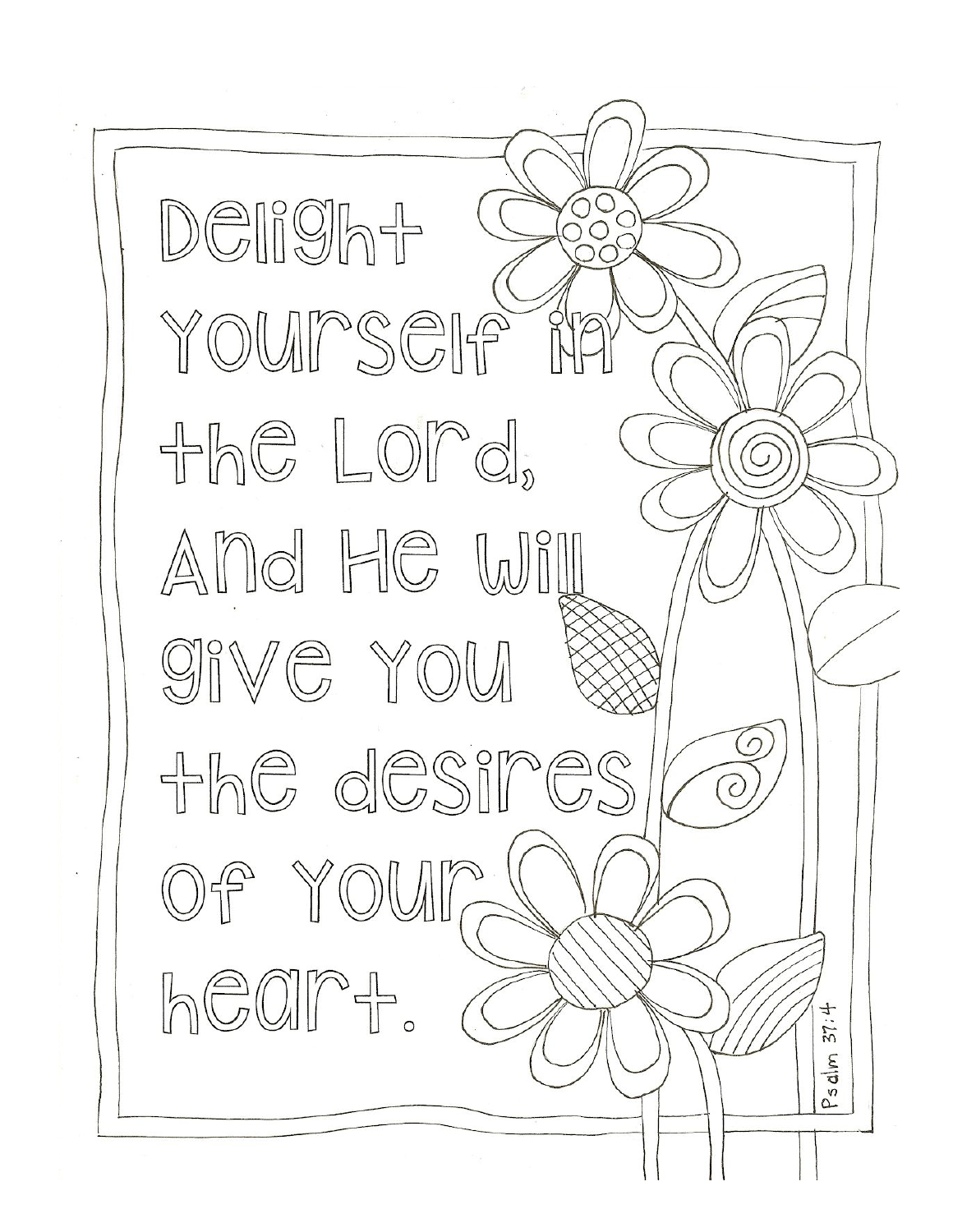Delight yourself in the Lord, And He will give you the desires of your heart.

Psalm 37:4